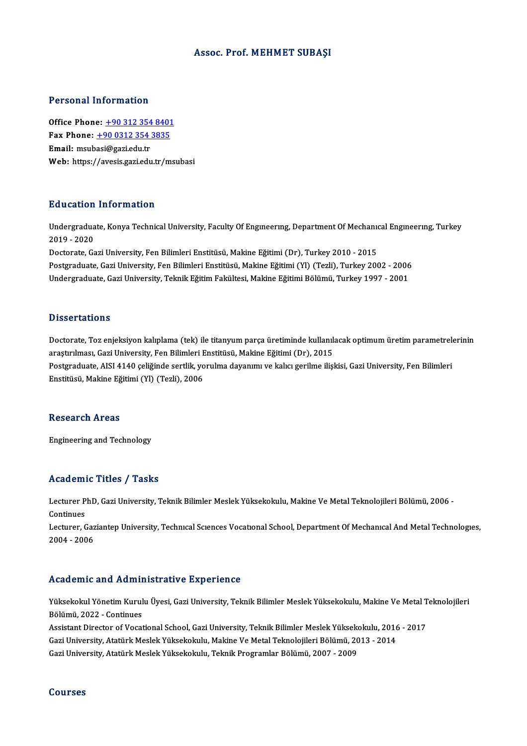# Assoc. Prof. MEHMET SUBAŞI

## Personal Information

**Office Phone:** +90 312 354 8401
**Fax Phone:** +90 0312 354 3835
**Email:** msubasi@gazi.edu.tr
**Web:** https://avesis.gazi.edu.tr/msubasi

## Education Information

Undergraduate, Konya Technical University, Faculty Of Engıneerıng, Department Of Mechanıcal Engıneerıng, Turkey 2019 - 2020
Doctorate, Gazi University, Fen Bilimleri Enstitüsü, Makine Eğitimi (Dr), Turkey 2010 - 2015
Postgraduate, Gazi University, Fen Bilimleri Enstitüsü, Makine Eğitimi (Yl) (Tezli), Turkey 2002 - 2006
Undergraduate, Gazi University, Teknik Eğitim Fakültesi, Makine Eğitimi Bölümü, Turkey 1997 - 2001

## Dissertations

Doctorate, Toz enjeksiyon kalıplama (tek) ile titanyum parça üretiminde kullanılacak optimum üretim parametrelerinin araştırılması, Gazi University, Fen Bilimleri Enstitüsü, Makine Eğitimi (Dr), 2015
Postgraduate, AISI 4140 çeliğinde sertlik, yorulma dayanımı ve kalıcı gerilme ilişkisi, Gazi University, Fen Bilimleri Enstitüsü, Makine Eğitimi (Yl) (Tezli), 2006

## Research Areas

Engineering and Technology

## Academic Titles / Tasks

Lecturer PhD, Gazi University, Teknik Bilimler Meslek Yüksekokulu, Makine Ve Metal Teknolojileri Bölümü, 2006 - Continues
Lecturer, Gaziantep University, Technıcal Scıences Vocatıonal School, Department Of Mechanıcal And Metal Technologıes, 2004 - 2006

## Academic and Administrative Experience

Yüksekokul Yönetim Kurulu Üyesi, Gazi University, Teknik Bilimler Meslek Yüksekokulu, Makine Ve Metal Teknolojileri Bölümü, 2022 - Continues
Assistant Director of Vocational School, Gazi University, Teknik Bilimler Meslek Yüksekokulu, 2016 - 2017
Gazi University, Atatürk Meslek Yüksekokulu, Makine Ve Metal Teknolojileri Bölümü, 2013 - 2014
Gazi University, Atatürk Meslek Yüksekokulu, Teknik Programlar Bölümü, 2007 - 2009

## Courses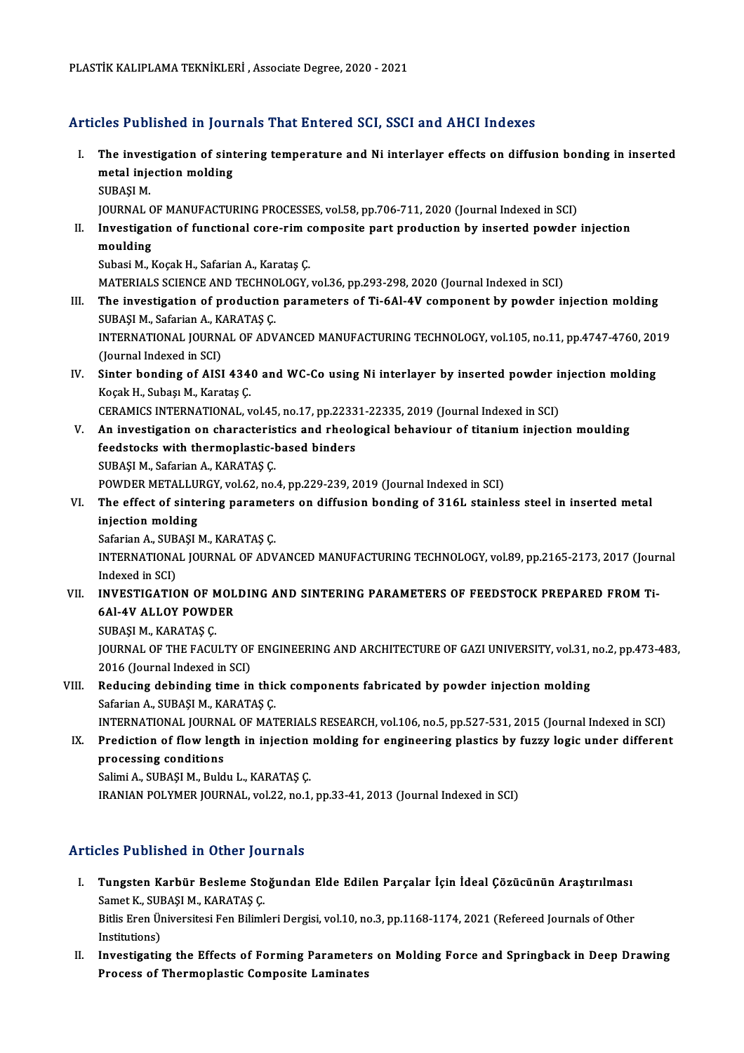PLASTİK KALIPLAMA TEKNİKLERİ , Associate Degree, 2020 - 2021

## Articles Published in Journals That Entered SCI, SSCI and AHCI Indexes

I. **The investigation of sintering temperature and Ni interlayer effects on diffusion bonding in inserted metal injection molding**
   SUBAŞI M.
   JOURNAL OF MANUFACTURING PROCESSES, vol.58, pp.706-711, 2020 (Journal Indexed in SCI)

II. **Investigation of functional core-rim composite part production by inserted powder injection moulding**
   Subasi M., Koçak H., Safarian A., Karataş Ç.
   MATERIALS SCIENCE AND TECHNOLOGY, vol.36, pp.293-298, 2020 (Journal Indexed in SCI)

III. **The investigation of production parameters of Ti-6Al-4V component by powder injection molding**
   SUBAŞI M., Safarian A., KARATAŞ Ç.
   INTERNATIONAL JOURNAL OF ADVANCED MANUFACTURING TECHNOLOGY, vol.105, no.11, pp.4747-4760, 2019 (Journal Indexed in SCI)

IV. **Sinter bonding of AISI 4340 and WC-Co using Ni interlayer by inserted powder injection molding**
   Koçak H., Subaşı M., Karataş Ç.
   CERAMICS INTERNATIONAL, vol.45, no.17, pp.22331-22335, 2019 (Journal Indexed in SCI)

V. **An investigation on characteristics and rheological behaviour of titanium injection moulding feedstocks with thermoplastic-based binders**
   SUBAŞI M., Safarian A., KARATAŞ Ç.
   POWDER METALLURGY, vol.62, no.4, pp.229-239, 2019 (Journal Indexed in SCI)

VI. **The effect of sintering parameters on diffusion bonding of 316L stainless steel in inserted metal injection molding**
   Safarian A., SUBAŞI M., KARATAŞ Ç.
   INTERNATIONAL JOURNAL OF ADVANCED MANUFACTURING TECHNOLOGY, vol.89, pp.2165-2173, 2017 (Journal Indexed in SCI)

VII. **INVESTIGATION OF MOLDING AND SINTERING PARAMETERS OF FEEDSTOCK PREPARED FROM Ti-6Al-4V ALLOY POWDER**
   SUBAŞI M., KARATAŞ Ç.
   JOURNAL OF THE FACULTY OF ENGINEERING AND ARCHITECTURE OF GAZI UNIVERSITY, vol.31, no.2, pp.473-483, 2016 (Journal Indexed in SCI)

VIII. **Reducing debinding time in thick components fabricated by powder injection molding**
   Safarian A., SUBAŞI M., KARATAŞ Ç.
   INTERNATIONAL JOURNAL OF MATERIALS RESEARCH, vol.106, no.5, pp.527-531, 2015 (Journal Indexed in SCI)

IX. **Prediction of flow length in injection molding for engineering plastics by fuzzy logic under different processing conditions**
   Salimi A., SUBAŞI M., Buldu L., KARATAŞ Ç.
   IRANIAN POLYMER JOURNAL, vol.22, no.1, pp.33-41, 2013 (Journal Indexed in SCI)

## Articles Published in Other Journals

I. **Tungsten Karbür Besleme Stoğundan Elde Edilen Parçalar İçin İdeal Çözücünün Araştırılması**
   Samet K., SUBAŞI M., KARATAŞ Ç.
   Bitlis Eren Üniversitesi Fen Bilimleri Dergisi, vol.10, no.3, pp.1168-1174, 2021 (Refereed Journals of Other Institutions)

II. **Investigating the Effects of Forming Parameters on Molding Force and Springback in Deep Drawing Process of Thermoplastic Composite Laminates**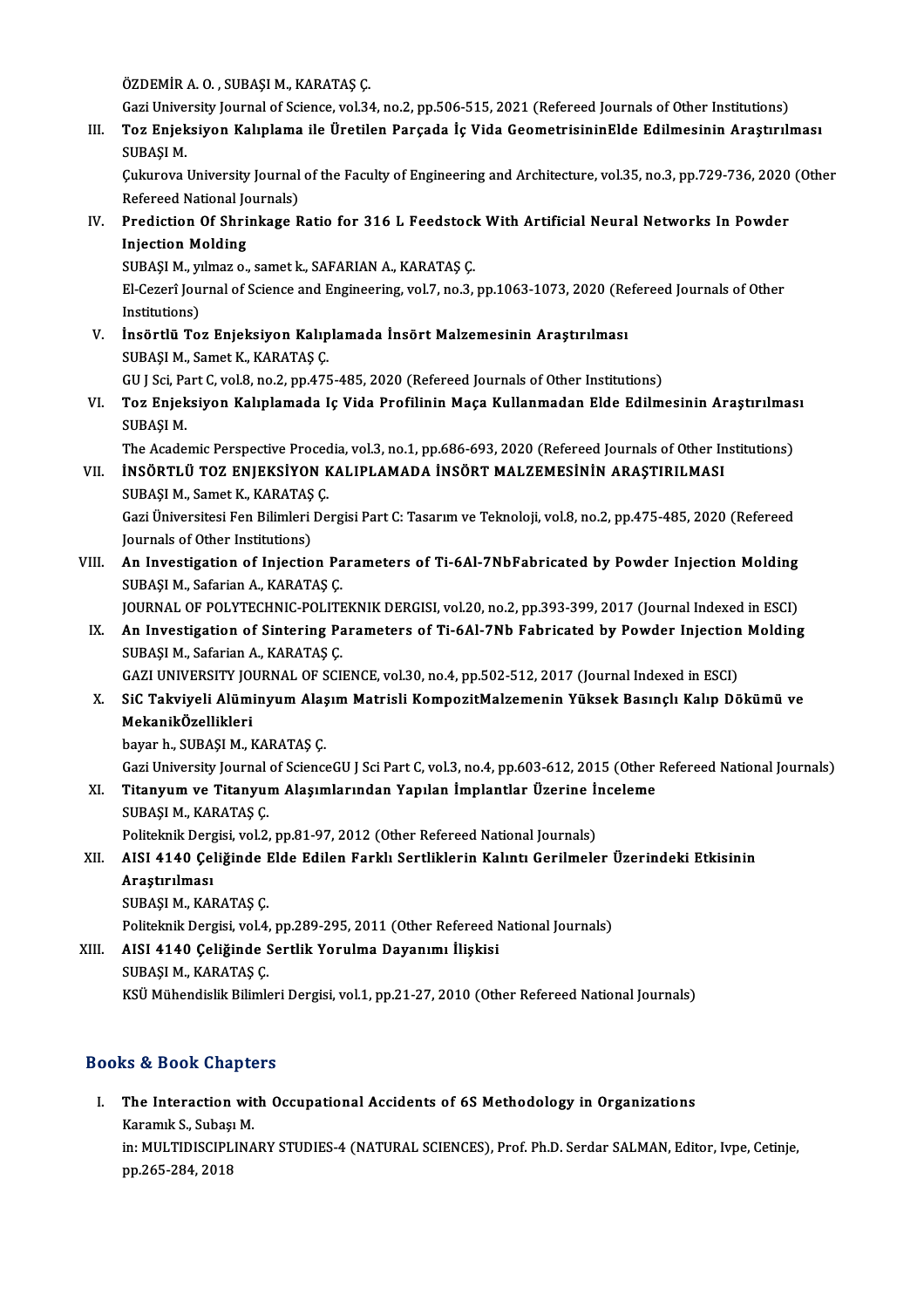ÖZDEMİR A. O. , SUBAŞI M., KARATAŞ Ç.
Gazi University Journal of Science, vol.34, no.2, pp.506-515, 2021 (Refereed Journals of Other Institutions)

III. **Toz Enjeksiyon Kalıplama ile Üretilen Parçada İç Vida GeometrisininElde Edilmesinin Araştırılması**
SUBAŞI M.
Çukurova University Journal of the Faculty of Engineering and Architecture, vol.35, no.3, pp.729-736, 2020 (Other Refereed National Journals)

IV. **Prediction Of Shrinkage Ratio for 316 L Feedstock With Artificial Neural Networks In Powder Injection Molding**
SUBAŞI M., yılmaz o., samet k., SAFARIAN A., KARATAŞ Ç.
El-Cezerî Journal of Science and Engineering, vol.7, no.3, pp.1063-1073, 2020 (Refereed Journals of Other Institutions)

V. **İnsörtlü Toz Enjeksiyon Kalıplamada İnsört Malzemesinin Araştırılması**
SUBAŞI M., Samet K., KARATAŞ Ç.
GU J Sci, Part C, vol.8, no.2, pp.475-485, 2020 (Refereed Journals of Other Institutions)

VI. **Toz Enjeksiyon Kalıplamada Iç Vida Profilinin Maça Kullanmadan Elde Edilmesinin Araştırılması**
SUBAŞI M.
The Academic Perspective Procedia, vol.3, no.1, pp.686-693, 2020 (Refereed Journals of Other Institutions)

VII. **İNSÖRTLÜ TOZ ENJEKSİYON KALIPLAMADA İNSÖRT MALZEMESİNİN ARAŞTIRILMASI**
SUBAŞI M., Samet K., KARATAŞ Ç.
Gazi Üniversitesi Fen Bilimleri Dergisi Part C: Tasarım ve Teknoloji, vol.8, no.2, pp.475-485, 2020 (Refereed Journals of Other Institutions)

VIII. **An Investigation of Injection Parameters of Ti-6Al-7NbFabricated by Powder Injection Molding**
SUBAŞI M., Safarian A., KARATAŞ Ç.
JOURNAL OF POLYTECHNIC-POLITEKNIK DERGISI, vol.20, no.2, pp.393-399, 2017 (Journal Indexed in ESCI)

IX. **An Investigation of Sintering Parameters of Ti-6Al-7Nb Fabricated by Powder Injection Molding**
SUBAŞI M., Safarian A., KARATAŞ Ç.
GAZI UNIVERSITY JOURNAL OF SCIENCE, vol.30, no.4, pp.502-512, 2017 (Journal Indexed in ESCI)

X. **SiC Takviyeli Alüminyum Alaşım Matrisli KompozitMalzemenin Yüksek Basınçlı Kalıp Dökümü ve MekanikÖzellikleri**
bayar h., SUBAŞI M., KARATAŞ Ç.
Gazi University Journal of ScienceGU J Sci Part C, vol.3, no.4, pp.603-612, 2015 (Other Refereed National Journals)

XI. **Titanyum ve Titanyum Alaşımlarından Yapılan İmplantlar Üzerine İnceleme**
SUBAŞI M., KARATAŞ Ç.
Politeknik Dergisi, vol.2, pp.81-97, 2012 (Other Refereed National Journals)

XII. **AISI 4140 Çeliğinde Elde Edilen Farklı Sertliklerin Kalıntı Gerilmeler Üzerindeki Etkisinin Araştırılması**
SUBAŞI M., KARATAŞ Ç.
Politeknik Dergisi, vol.4, pp.289-295, 2011 (Other Refereed National Journals)

XIII. **AISI 4140 Çeliğinde Sertlik Yorulma Dayanımı İlişkisi**
SUBAŞI M., KARATAŞ Ç.
KSÜ Mühendislik Bilimleri Dergisi, vol.1, pp.21-27, 2010 (Other Refereed National Journals)

## Books & Book Chapters

I. **The Interaction with Occupational Accidents of 6S Methodology in Organizations**
Karamık S., Subaşı M.
in: MULTIDISCIPLINARY STUDIES-4 (NATURAL SCIENCES), Prof. Ph.D. Serdar SALMAN, Editor, Ivpe, Cetinje, pp.265-284, 2018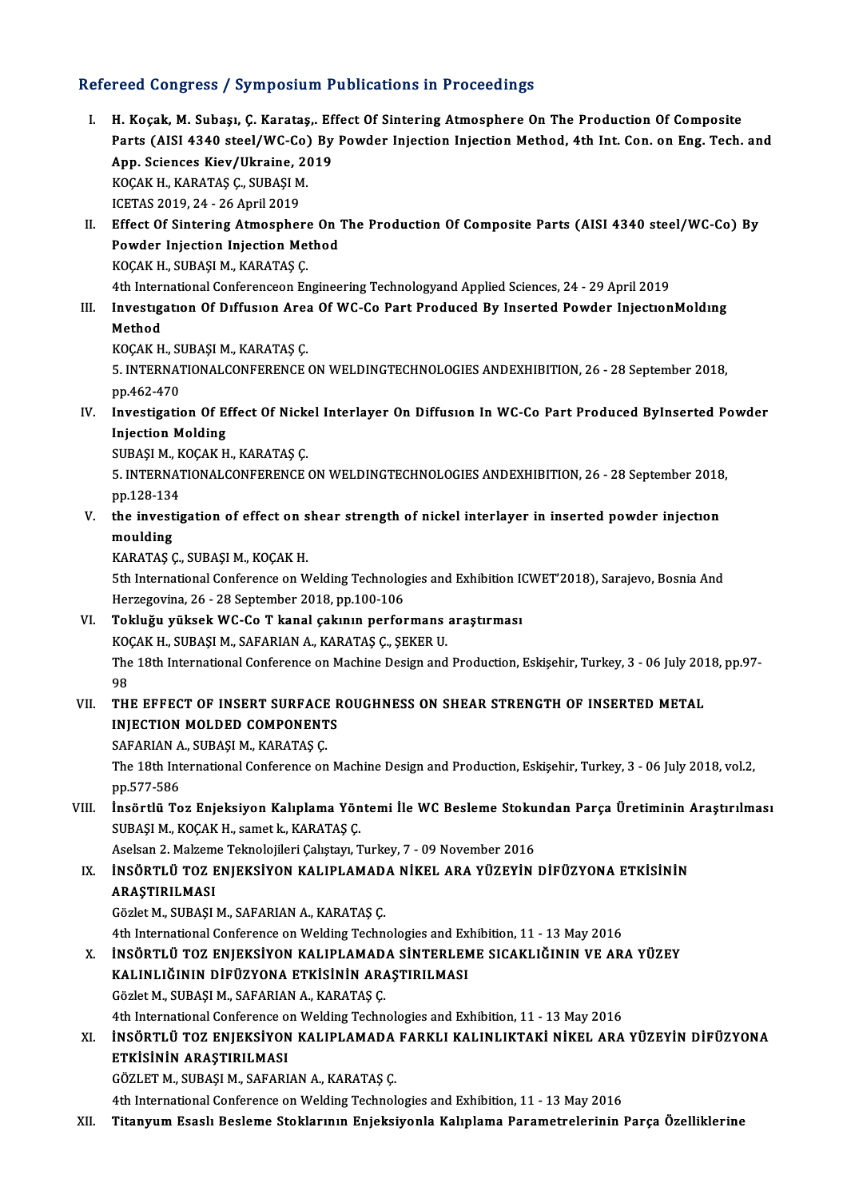## Refereed Congress / Symposium Publications in Proceedings

I. **H. Koçak, M. Subaşı, Ç. Karataş,. Effect Of Sintering Atmosphere On The Production Of Composite Parts (AISI 4340 steel/WC-Co) By Powder Injection Injection Method, 4th Int. Con. on Eng. Tech. and App. Sciences Kiev/Ukraine, 2019**
KOÇAK H., KARATAŞ Ç., SUBAŞI M.
ICETAS 2019, 24 - 26 April 2019

II. **Effect Of Sintering Atmosphere On The Production Of Composite Parts (AISI 4340 steel/WC-Co) By Powder Injection Injection Method**
KOÇAK H., SUBAŞI M., KARATAŞ Ç.
4th International Conferenceon Engineering Technologyand Applied Sciences, 24 - 29 April 2019

III. **Investıgatıon Of Dıffusıon Area Of WC-Co Part Produced By Inserted Powder InjectıonMoldıng Method**
KOÇAK H., SUBAŞI M., KARATAŞ Ç.
5. INTERNATIONALCONFERENCE ON WELDINGTECHNOLOGIES ANDEXHIBITION, 26 - 28 September 2018, pp.462-470

IV. **Investigation Of Effect Of Nickel Interlayer On Diffusıon In WC-Co Part Produced ByInserted Powder Injection Molding**
SUBAŞI M., KOÇAK H., KARATAŞ Ç.
5. INTERNATIONALCONFERENCE ON WELDINGTECHNOLOGIES ANDEXHIBITION, 26 - 28 September 2018, pp.128-134

V. **the investigation of effect on shear strength of nickel interlayer in inserted powder injectıon moulding**
KARATAŞ Ç., SUBAŞI M., KOÇAK H.
5th International Conference on Welding Technologies and Exhibition ICWET'2018), Sarajevo, Bosnia And Herzegovina, 26 - 28 September 2018, pp.100-106

VI. **Tokluğu yüksek WC-Co T kanal çakının performans araştırması**
KOÇAK H., SUBAŞI M., SAFARIAN A., KARATAŞ Ç., ŞEKER U.
The 18th International Conference on Machine Design and Production, Eskişehir, Turkey, 3 - 06 July 2018, pp.97-98

VII. **THE EFFECT OF INSERT SURFACE ROUGHNESS ON SHEAR STRENGTH OF INSERTED METAL INJECTION MOLDED COMPONENTS**
SAFARIAN A., SUBAŞI M., KARATAŞ Ç.
The 18th International Conference on Machine Design and Production, Eskişehir, Turkey, 3 - 06 July 2018, vol.2, pp.577-586

VIII. **İnsörtlü Toz Enjeksiyon Kalıplama Yöntemi İle WC Besleme Stokundan Parça Üretiminin Araştırılması**
SUBAŞI M., KOÇAK H., samet k., KARATAŞ Ç.
Aselsan 2. Malzeme Teknolojileri Çalıştayı, Turkey, 7 - 09 November 2016

IX. **İNSÖRTLÜ TOZ ENJEKSİYON KALIPLAMADA NİKEL ARA YÜZEYİN DİFÜZYONA ETKİSİNİN ARAŞTIRILMASI**
Gözlet M., SUBAŞI M., SAFARIAN A., KARATAŞ Ç.
4th International Conference on Welding Technologies and Exhibition, 11 - 13 May 2016

X. **İNSÖRTLÜ TOZ ENJEKSİYON KALIPLAMADA SİNTERLEME SICAKLIĞININ VE ARA YÜZEY KALINLIĞININ DİFÜZYONA ETKİSİNİN ARAŞTIRILMASI**
Gözlet M., SUBAŞI M., SAFARIAN A., KARATAŞ Ç.
4th International Conference on Welding Technologies and Exhibition, 11 - 13 May 2016

XI. **İNSÖRTLÜ TOZ ENJEKSİYON KALIPLAMADA FARKLI KALINLIKTAKİ NİKEL ARA YÜZEYİN DİFÜZYONA ETKİSİNİN ARAŞTIRILMASI**
GÖZLET M., SUBAŞI M., SAFARIAN A., KARATAŞ Ç.
4th International Conference on Welding Technologies and Exhibition, 11 - 13 May 2016

XII. **Titanyum Esaslı Besleme Stoklarının Enjeksiyonla Kalıplama Parametrelerinin Parça Özelliklerine**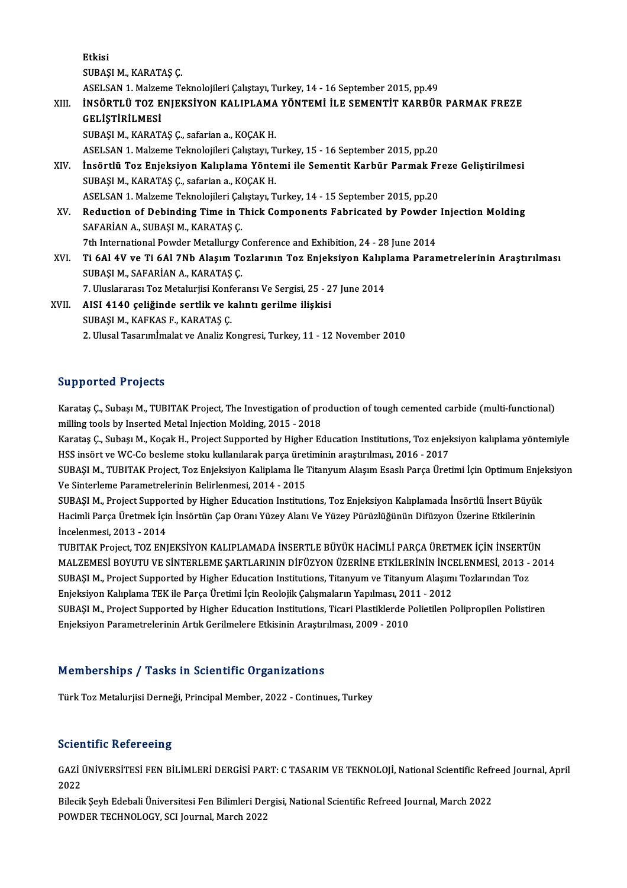**Etkisi**
SUBAŞI M., KARATAŞ Ç.
ASELSAN 1. Malzeme Teknolojileri Çalıştayı, Turkey, 14 - 16 September 2015, pp.49

XIII. **İNSÖRTLÜ TOZ ENJEKSİYON KALIPLAMA YÖNTEMİ İLE SEMENTİT KARBÜR PARMAK FREZE GELİŞTİRİLMESİ**
SUBAŞI M., KARATAŞ Ç., safarian a., KOÇAK H.
ASELSAN 1. Malzeme Teknolojileri Çalıştayı, Turkey, 15 - 16 September 2015, pp.20

XIV. **İnsörtlü Toz Enjeksiyon Kalıplama Yöntemi ile Sementit Karbür Parmak Freze Geliştirilmesi**
SUBAŞI M., KARATAŞ Ç., safarian a., KOÇAK H.
ASELSAN 1. Malzeme Teknolojileri Çalıştayı, Turkey, 14 - 15 September 2015, pp.20

XV. **Reduction of Debinding Time in Thick Components Fabricated by Powder Injection Molding**
SAFARİAN A., SUBAŞI M., KARATAŞ Ç.
7th International Powder Metallurgy Conference and Exhibition, 24 - 28 June 2014

XVI. **Ti 6Al 4V ve Ti 6Al 7Nb Alaşım Tozlarının Toz Enjeksiyon Kalıplama Parametrelerinin Araştırılması**
SUBAŞI M., SAFARİAN A., KARATAŞ Ç.
7. Uluslararası Toz Metalurjisi Konferansı Ve Sergisi, 25 - 27 June 2014

XVII. **AISI 4140 çeliğinde sertlik ve kalıntı gerilme ilişkisi**
SUBAŞI M., KAFKAS F., KARATAŞ Ç.
2. Ulusal Tasarımİmalat ve Analiz Kongresi, Turkey, 11 - 12 November 2010

## Supported Projects

Karataş Ç., Subaşı M., TUBITAK Project, The Investigation of production of tough cemented carbide (multi-functional) milling tools by Inserted Metal Injection Molding, 2015 - 2018

Karataş Ç., Subaşı M., Koçak H., Project Supported by Higher Education Institutions, Toz enjeksiyon kalıplama yöntemiyle HSS insört ve WC-Co besleme stoku kullanılarak parça üretiminin araştırılması, 2016 - 2017

SUBAŞI M., TUBITAK Project, Toz Enjeksiyon Kaliplama İle Titanyum Alaşım Esaslı Parça Üretimi İçin Optimum Enjeksiyon Ve Sinterleme Parametrelerinin Belirlenmesi, 2014 - 2015

SUBAŞI M., Project Supported by Higher Education Institutions, Toz Enjeksiyon Kalıplamada İnsörtlü İnsert Büyük Hacimli Parça Üretmek İçin İnsörtün Çap Oranı Yüzey Alanı Ve Yüzey Pürüzlüğünün Difüzyon Üzerine Etkilerinin İncelenmesi, 2013 - 2014

TUBITAK Project, TOZ ENJEKSİYON KALIPLAMADA İNSERTLE BÜYÜK HACİMLİ PARÇA ÜRETMEK İÇİN İNSERTÜN MALZEMESİ BOYUTU VE SİNTERLEME ŞARTLARININ DİFÜZYON ÜZERİNE ETKİLERİNİN İNCELENMESİ, 2013 - 2014

SUBAŞI M., Project Supported by Higher Education Institutions, Titanyum ve Titanyum Alaşımı Tozlarından Toz Enjeksiyon Kalıplama TEK ile Parça Üretimi İçin Reolojik Çalışmaların Yapılması, 2011 - 2012

SUBAŞI M., Project Supported by Higher Education Institutions, Ticari Plastiklerde Polietilen Polipropilen Polistiren Enjeksiyon Parametrelerinin Artık Gerilmelere Etkisinin Araştırılması, 2009 - 2010

## Memberships / Tasks in Scientific Organizations

Türk Toz Metalurjisi Derneği, Principal Member, 2022 - Continues, Turkey

## Scientific Refereeing

GAZİ ÜNİVERSİTESİ FEN BİLİMLERİ DERGİSİ PART: C TASARIM VE TEKNOLOJİ, National Scientific Refreed Journal, April 2022

Bilecik Şeyh Edebali Üniversitesi Fen Bilimleri Dergisi, National Scientific Refreed Journal, March 2022

POWDER TECHNOLOGY, SCI Journal, March 2022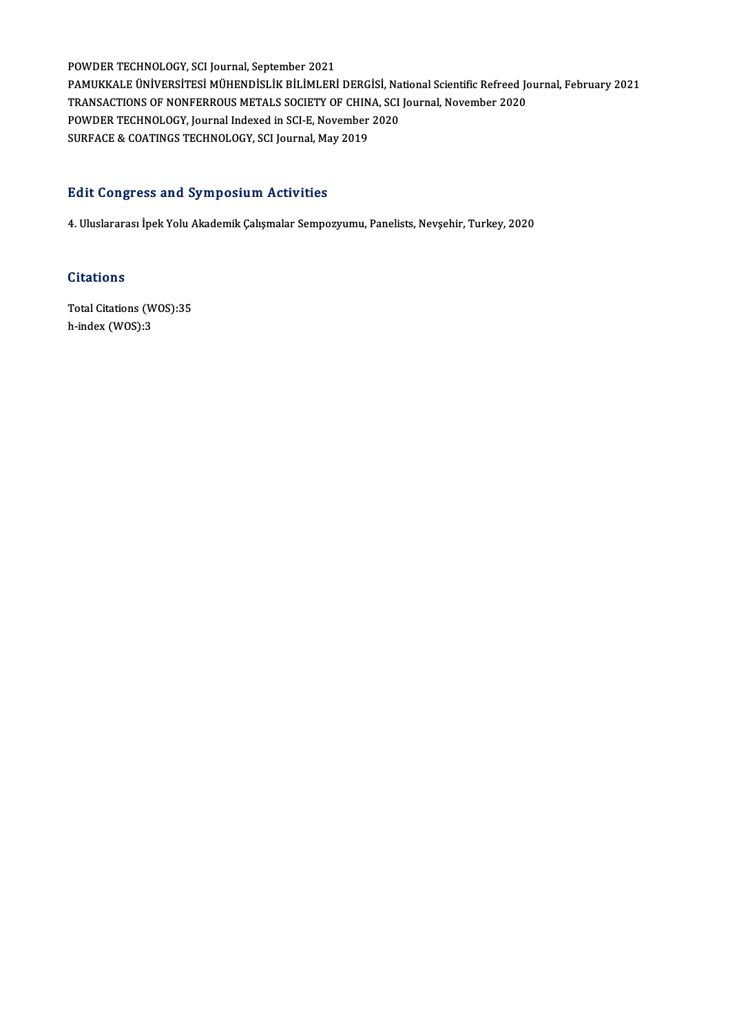POWDER TECHNOLOGY, SCI Journal, September 2021
PAMUKKALE ÜNİVERSİTESİ MÜHENDİSLİK BİLİMLERİ DERGİSİ, National Scientific Refreed Journal, February 2021
TRANSACTIONS OF NONFERROUS METALS SOCIETY OF CHINA, SCI Journal, November 2020
POWDER TECHNOLOGY, Journal Indexed in SCI-E, November 2020
SURFACE & COATINGS TECHNOLOGY, SCI Journal, May 2019

## Edit Congress and Symposium Activities

4. Uluslararası İpek Yolu Akademik Çalışmalar Sempozyumu, Panelists, Nevşehir, Turkey, 2020

## Citations

Total Citations (WOS):35
h-index (WOS):3